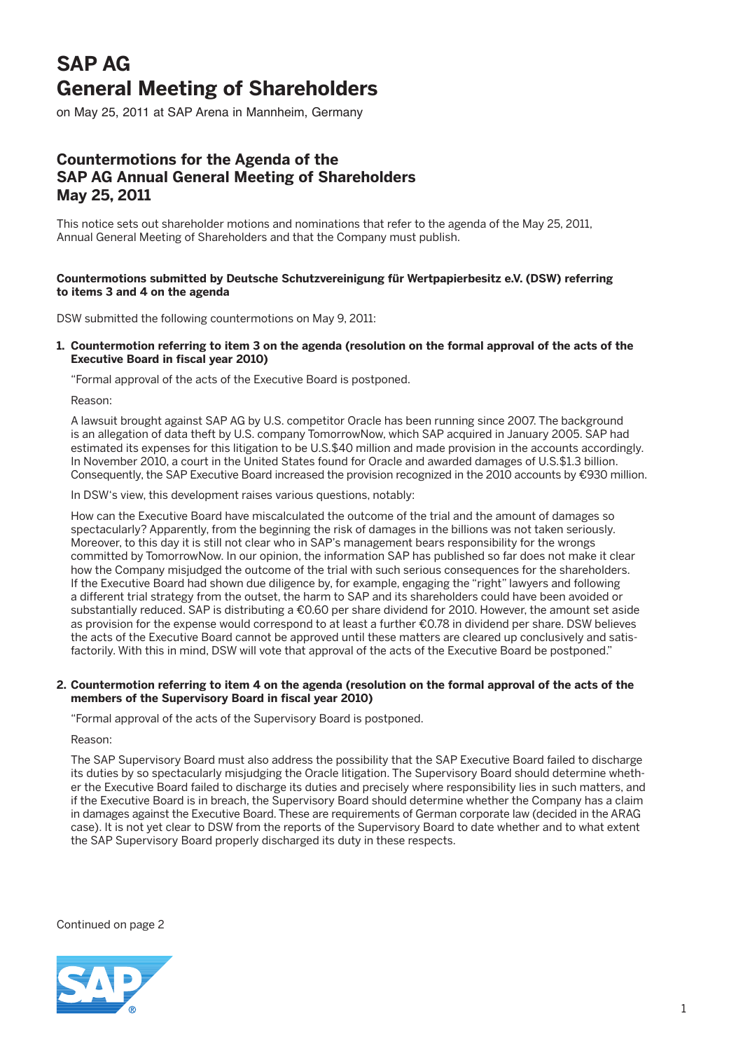# SAP AG
# General Meeting of Shareholders

on May 25, 2011 at SAP Arena in Mannheim, Germany

## Countermotions for the Agenda of the SAP AG Annual General Meeting of Shareholders May 25, 2011

This notice sets out shareholder motions and nominations that refer to the agenda of the May 25, 2011, Annual General Meeting of Shareholders and that the Company must publish.

**Countermotions submitted by Deutsche Schutzvereinigung für Wertpapierbesitz e.V. (DSW) referring to items 3 and 4 on the agenda**

DSW submitted the following countermotions on May 9, 2011:

1. **Countermotion referring to item 3 on the agenda (resolution on the formal approval of the acts of the Executive Board in fiscal year 2010)**

   "Formal approval of the acts of the Executive Board is postponed.

   Reason:

   A lawsuit brought against SAP AG by U.S. competitor Oracle has been running since 2007. The background is an allegation of data theft by U.S. company TomorrowNow, which SAP acquired in January 2005. SAP had estimated its expenses for this litigation to be U.S.$40 million and made provision in the accounts accordingly. In November 2010, a court in the United States found for Oracle and awarded damages of U.S.$1.3 billion. Consequently, the SAP Executive Board increased the provision recognized in the 2010 accounts by €930 million.

   In DSW's view, this development raises various questions, notably:

   How can the Executive Board have miscalculated the outcome of the trial and the amount of damages so spectacularly? Apparently, from the beginning the risk of damages in the billions was not taken seriously. Moreover, to this day it is still not clear who in SAP's management bears responsibility for the wrongs committed by TomorrowNow. In our opinion, the information SAP has published so far does not make it clear how the Company misjudged the outcome of the trial with such serious consequences for the shareholders. If the Executive Board had shown due diligence by, for example, engaging the "right" lawyers and following a different trial strategy from the outset, the harm to SAP and its shareholders could have been avoided or substantially reduced. SAP is distributing a €0.60 per share dividend for 2010. However, the amount set aside as provision for the expense would correspond to at least a further €0.78 in dividend per share. DSW believes the acts of the Executive Board cannot be approved until these matters are cleared up conclusively and satisfactorily. With this in mind, DSW will vote that approval of the acts of the Executive Board be postponed."

2. **Countermotion referring to item 4 on the agenda (resolution on the formal approval of the acts of the members of the Supervisory Board in fiscal year 2010)**

   "Formal approval of the acts of the Supervisory Board is postponed.

   Reason:

   The SAP Supervisory Board must also address the possibility that the SAP Executive Board failed to discharge its duties by so spectacularly misjudging the Oracle litigation. The Supervisory Board should determine whether the Executive Board failed to discharge its duties and precisely where responsibility lies in such matters, and if the Executive Board is in breach, the Supervisory Board should determine whether the Company has a claim in damages against the Executive Board. These are requirements of German corporate law (decided in the ARAG case). It is not yet clear to DSW from the reports of the Supervisory Board to date whether and to what extent the SAP Supervisory Board properly discharged its duty in these respects.

Continued on page 2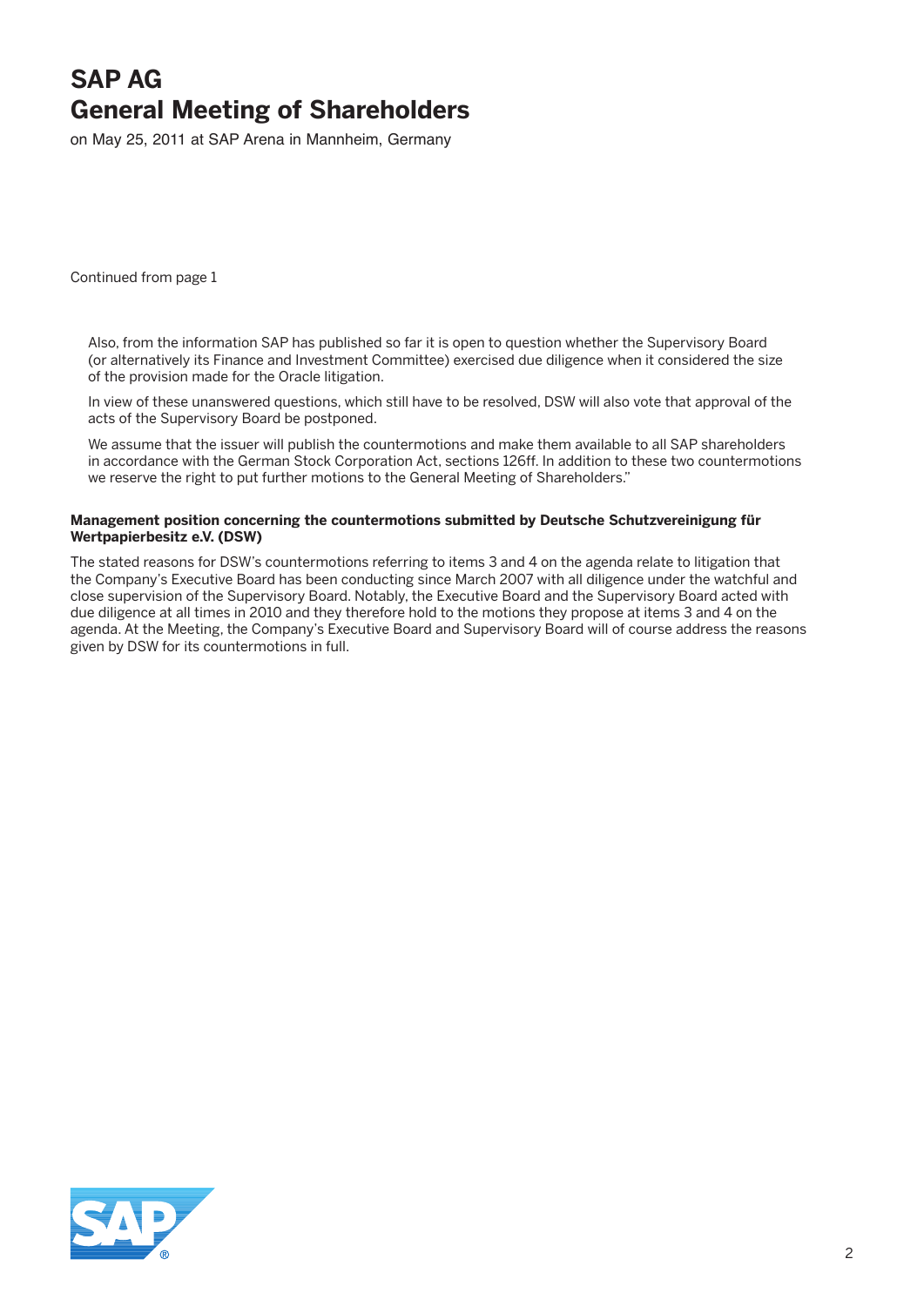# SAP AG
# General Meeting of Shareholders

on May 25, 2011 at SAP Arena in Mannheim, Germany

Continued from page 1

Also, from the information SAP has published so far it is open to question whether the Supervisory Board (or alternatively its Finance and Investment Committee) exercised due diligence when it considered the size of the provision made for the Oracle litigation.

In view of these unanswered questions, which still have to be resolved, DSW will also vote that approval of the acts of the Supervisory Board be postponed.

We assume that the issuer will publish the countermotions and make them available to all SAP shareholders in accordance with the German Stock Corporation Act, sections 126ff. In addition to these two countermotions we reserve the right to put further motions to the General Meeting of Shareholders."

**Management position concerning the countermotions submitted by Deutsche Schutzvereinigung für Wertpapierbesitz e.V. (DSW)**

The stated reasons for DSW's countermotions referring to items 3 and 4 on the agenda relate to litigation that the Company's Executive Board has been conducting since March 2007 with all diligence under the watchful and close supervision of the Supervisory Board. Notably, the Executive Board and the Supervisory Board acted with due diligence at all times in 2010 and they therefore hold to the motions they propose at items 3 and 4 on the agenda. At the Meeting, the Company's Executive Board and Supervisory Board will of course address the reasons given by DSW for its countermotions in full.